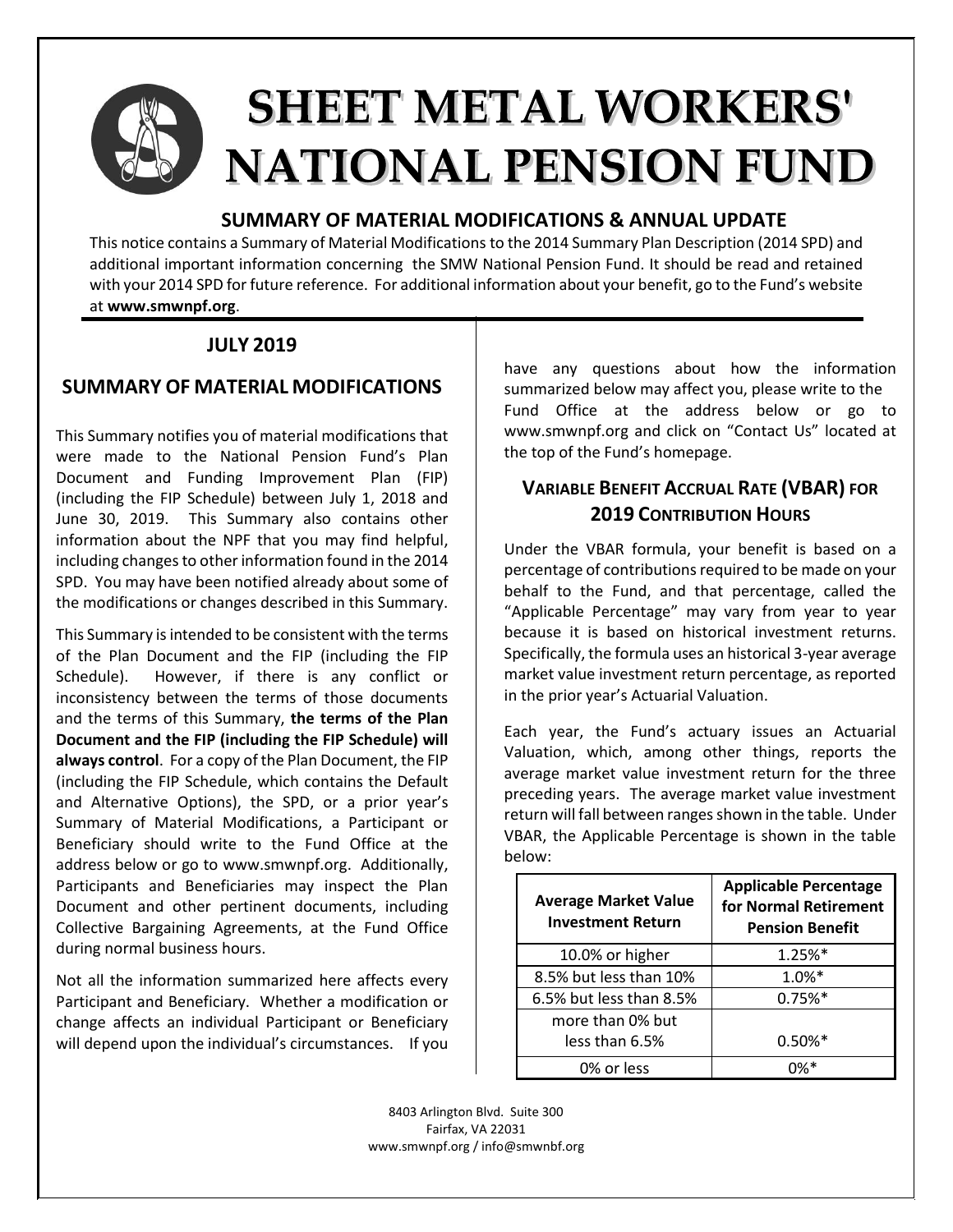# SHEET METAL WORKERS' NATIONAL PENSION FUND

## SUMMARY OF MATERIAL MODIFICATIONS & ANNUAL UPDATE

This notice contains a Summary of Material Modifications to the 2014 Summary Plan Description (2014 SPD) and additional important information concerning the SMW National Pension Fund. It should be read and retained with your 2014 SPD for future reference. For additional information about your benefit, go to the Fund's website at **www.smwnpf.org**.

### JULY 2019

## SUMMARY OF MATERIAL MODIFICATIONS

This Summary notifies you of material modifications that were made to the National Pension Fund's Plan Document and Funding Improvement Plan (FIP) (including the FIP Schedule) between July 1, 2018 and June 30, 2019. This Summary also contains other information about the NPF that you may find helpful, including changes to other information found in the 2014 SPD. You may have been notified already about some of the modifications or changes described in this Summary.

This Summary is intended to be consistent with the terms of the Plan Document and the FIP (including the FIP Schedule). However, if there is any conflict or inconsistency between the terms of those documents and the terms of this Summary, **the terms of the Plan Document and the FIP (including the FIP Schedule) will always control**. For a copy of the Plan Document, the FIP (including the FIP Schedule, which contains the Default and Alternative Options), the SPD, or a prior year's Summary of Material Modifications, a Participant or Beneficiary should write to the Fund Office at the address below or go to www.smwnpf.org. Additionally, Participants and Beneficiaries may inspect the Plan Document and other pertinent documents, including Collective Bargaining Agreements, at the Fund Office during normal business hours.

Not all the information summarized here affects every Participant and Beneficiary. Whether a modification or change affects an individual Participant or Beneficiary will depend upon the individual's circumstances. If you have any questions about how the information summarized below may affect you, please write to the Fund Office at the address below or go to www.smwnpf.org and click on "Contact Us" located at the top of the Fund's homepage.

### VARIABLE BENEFIT ACCRUAL RATE (VBAR) FOR 2019 CONTRIBUTION HOURS

Under the VBAR formula, your benefit is based on a percentage of contributions required to be made on your behalf to the Fund, and that percentage, called the "Applicable Percentage" may vary from year to year because it is based on historical investment returns. Specifically, the formula uses an historical 3-year average market value investment return percentage, as reported in the prior year's Actuarial Valuation.

Each year, the Fund's actuary issues an Actuarial Valuation, which, among other things, reports the average market value investment return for the three preceding years. The average market value investment return will fall between ranges shown in the table. Under VBAR, the Applicable Percentage is shown in the table below:

| Average Market Value Investment Return | Applicable Percentage for Normal Retirement Pension Benefit |
|---|---|
| 10.0% or higher | 1.25%* |
| 8.5% but less than 10% | 1.0%* |
| 6.5% but less than 8.5% | 0.75%* |
| more than 0% but less than 6.5% | 0.50%* |
| 0% or less | 0%* |

8403 Arlington Blvd. Suite 300
Fairfax, VA 22031
www.smwnpf.org / info@smwnbf.org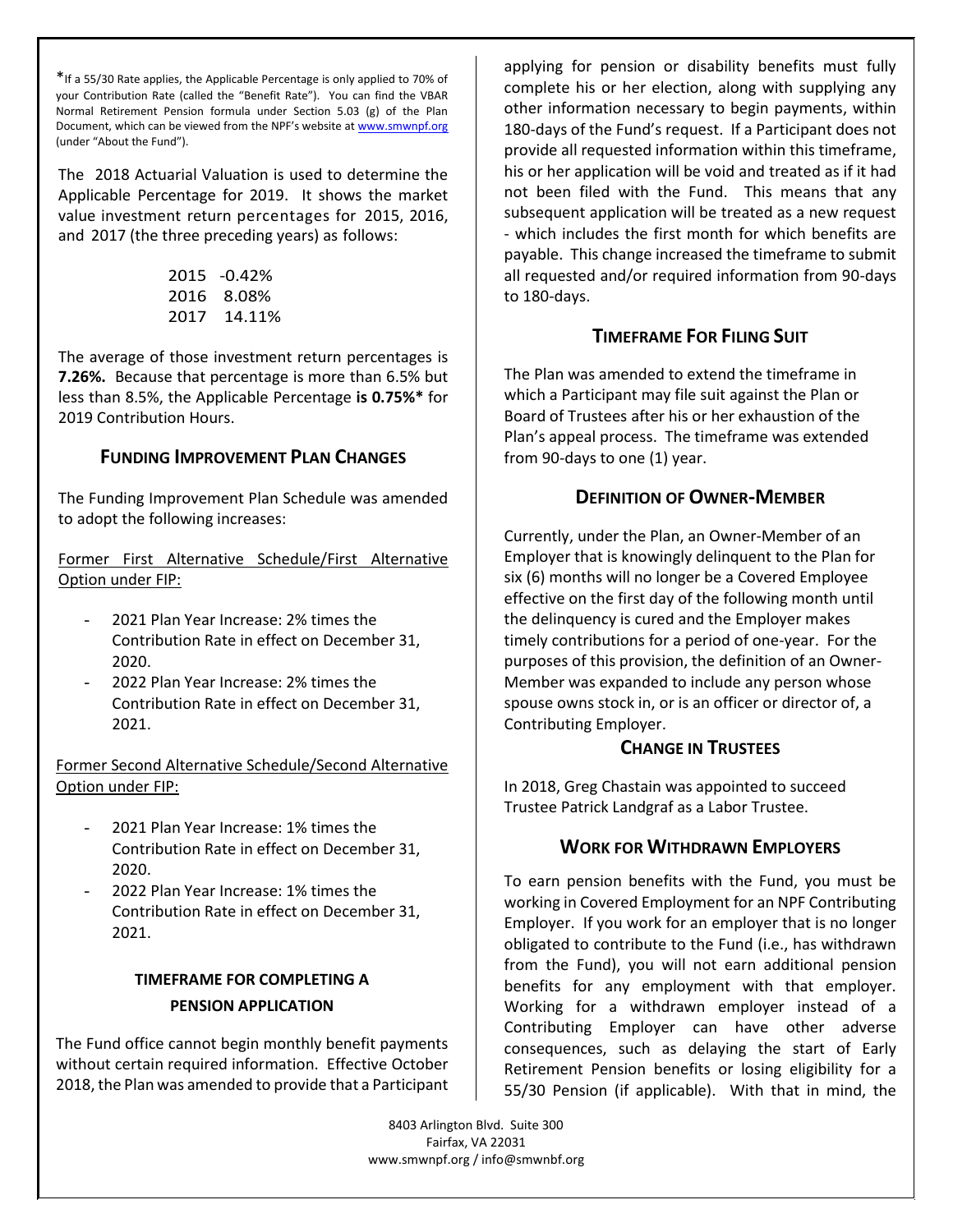*If a 55/30 Rate applies, the Applicable Percentage is only applied to 70% of your Contribution Rate (called the "Benefit Rate"). You can find the VBAR Normal Retirement Pension formula under Section 5.03 (g) of the Plan Document, which can be viewed from the NPF's website at www.smwnpf.org (under "About the Fund").

The 2018 Actuarial Valuation is used to determine the Applicable Percentage for 2019. It shows the market value investment return percentages for 2015, 2016, and 2017 (the three preceding years) as follows:

| | |
|---|---|
| 2015 | -0.42% |
| 2016 | 8.08% |
| 2017 | 14.11% |

The average of those investment return percentages is **7.26%.** Because that percentage is more than 6.5% but less than 8.5%, the Applicable Percentage **is 0.75%*** for 2019 Contribution Hours.

## Funding Improvement Plan Changes

The Funding Improvement Plan Schedule was amended to adopt the following increases:

Former First Alternative Schedule/First Alternative Option under FIP:

- 2021 Plan Year Increase: 2% times the Contribution Rate in effect on December 31, 2020.
- 2022 Plan Year Increase: 2% times the Contribution Rate in effect on December 31, 2021.

Former Second Alternative Schedule/Second Alternative Option under FIP:

- 2021 Plan Year Increase: 1% times the Contribution Rate in effect on December 31, 2020.
- 2022 Plan Year Increase: 1% times the Contribution Rate in effect on December 31, 2021.

## Timeframe for Completing a Pension Application

The Fund office cannot begin monthly benefit payments without certain required information. Effective October 2018, the Plan was amended to provide that a Participant applying for pension or disability benefits must fully complete his or her election, along with supplying any other information necessary to begin payments, within 180-days of the Fund's request. If a Participant does not provide all requested information within this timeframe, his or her application will be void and treated as if it had not been filed with the Fund. This means that any subsequent application will be treated as a new request - which includes the first month for which benefits are payable. This change increased the timeframe to submit all requested and/or required information from 90-days to 180-days.

## Timeframe for Filing Suit

The Plan was amended to extend the timeframe in which a Participant may file suit against the Plan or Board of Trustees after his or her exhaustion of the Plan's appeal process. The timeframe was extended from 90-days to one (1) year.

## Definition of Owner-Member

Currently, under the Plan, an Owner-Member of an Employer that is knowingly delinquent to the Plan for six (6) months will no longer be a Covered Employee effective on the first day of the following month until the delinquency is cured and the Employer makes timely contributions for a period of one-year. For the purposes of this provision, the definition of an Owner-Member was expanded to include any person whose spouse owns stock in, or is an officer or director of, a Contributing Employer.

## Change in Trustees

In 2018, Greg Chastain was appointed to succeed Trustee Patrick Landgraf as a Labor Trustee.

## Work for Withdrawn Employers

To earn pension benefits with the Fund, you must be working in Covered Employment for an NPF Contributing Employer. If you work for an employer that is no longer obligated to contribute to the Fund (i.e., has withdrawn from the Fund), you will not earn additional pension benefits for any employment with that employer. Working for a withdrawn employer instead of a Contributing Employer can have other adverse consequences, such as delaying the start of Early Retirement Pension benefits or losing eligibility for a 55/30 Pension (if applicable). With that in mind, the

8403 Arlington Blvd. Suite 300
Fairfax, VA 22031
www.smwnpf.org / info@smwnbf.org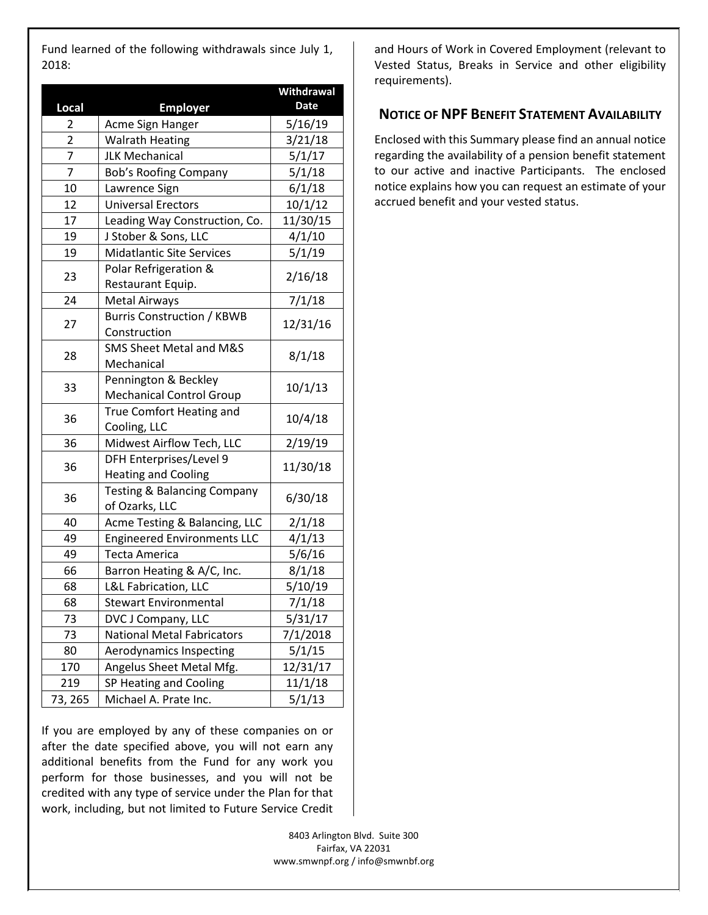Fund learned of the following withdrawals since July 1, 2018:

| Local | Employer | Withdrawal Date |
|---|---|---|
| 2 | Acme Sign Hanger | 5/16/19 |
| 2 | Walrath Heating | 3/21/18 |
| 7 | JLK Mechanical | 5/1/17 |
| 7 | Bob's Roofing Company | 5/1/18 |
| 10 | Lawrence Sign | 6/1/18 |
| 12 | Universal Erectors | 10/1/12 |
| 17 | Leading Way Construction, Co. | 11/30/15 |
| 19 | J Stober & Sons, LLC | 4/1/10 |
| 19 | Midatlantic Site Services | 5/1/19 |
| 23 | Polar Refrigeration & Restaurant Equip. | 2/16/18 |
| 24 | Metal Airways | 7/1/18 |
| 27 | Burris Construction / KBWB Construction | 12/31/16 |
| 28 | SMS Sheet Metal and M&S Mechanical | 8/1/18 |
| 33 | Pennington & Beckley Mechanical Control Group | 10/1/13 |
| 36 | True Comfort Heating and Cooling, LLC | 10/4/18 |
| 36 | Midwest Airflow Tech, LLC | 2/19/19 |
| 36 | DFH Enterprises/Level 9 Heating and Cooling | 11/30/18 |
| 36 | Testing & Balancing Company of Ozarks, LLC | 6/30/18 |
| 40 | Acme Testing & Balancing, LLC | 2/1/18 |
| 49 | Engineered Environments LLC | 4/1/13 |
| 49 | Tecta America | 5/6/16 |
| 66 | Barron Heating & A/C, Inc. | 8/1/18 |
| 68 | L&L Fabrication, LLC | 5/10/19 |
| 68 | Stewart Environmental | 7/1/18 |
| 73 | DVC J Company, LLC | 5/31/17 |
| 73 | National Metal Fabricators | 7/1/2018 |
| 80 | Aerodynamics Inspecting | 5/1/15 |
| 170 | Angelus Sheet Metal Mfg. | 12/31/17 |
| 219 | SP Heating and Cooling | 11/1/18 |
| 73, 265 | Michael A. Prate Inc. | 5/1/13 |

If you are employed by any of these companies on or after the date specified above, you will not earn any additional benefits from the Fund for any work you perform for those businesses, and you will not be credited with any type of service under the Plan for that work, including, but not limited to Future Service Credit and Hours of Work in Covered Employment (relevant to Vested Status, Breaks in Service and other eligibility requirements).

## NOTICE OF NPF BENEFIT STATEMENT AVAILABILITY

Enclosed with this Summary please find an annual notice regarding the availability of a pension benefit statement to our active and inactive Participants. The enclosed notice explains how you can request an estimate of your accrued benefit and your vested status.

8403 Arlington Blvd. Suite 300
Fairfax, VA 22031
www.smwnpf.org / info@smwnbf.org